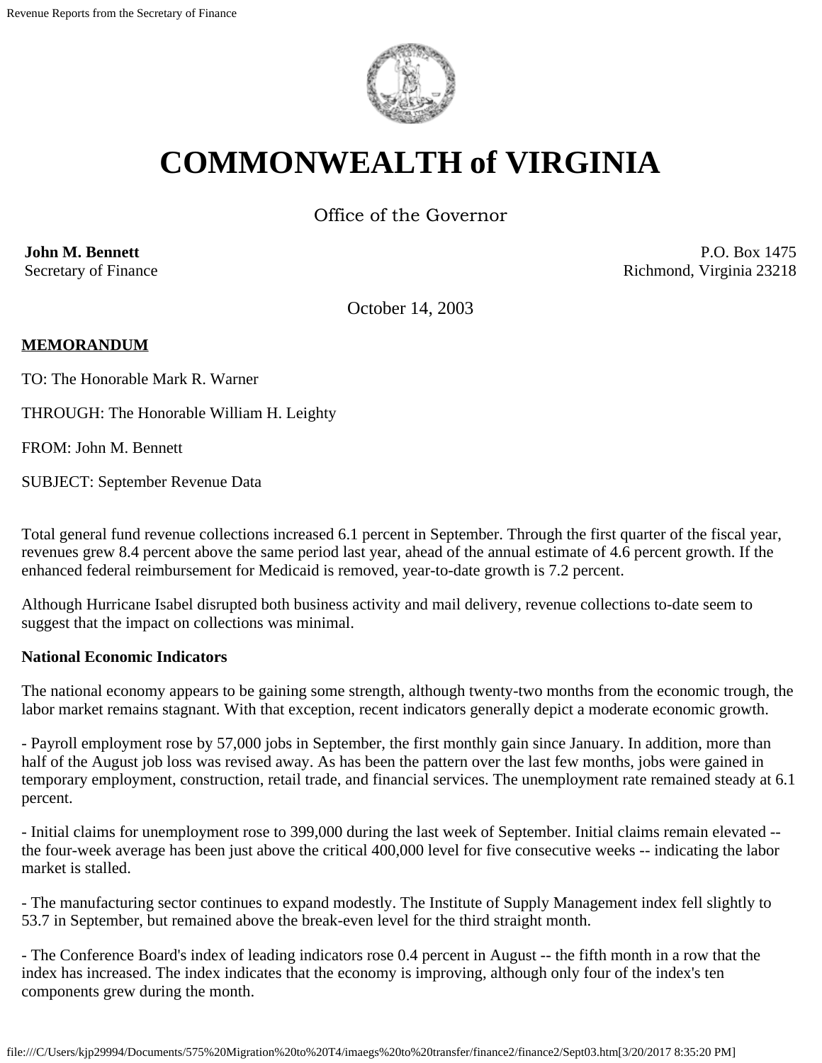# COMMONWEALTH of VIRGINIA

Office of the Governor

**John M. Bennett**
Secretary of Finance

P.O. Box 1475
Richmond, Virginia 23218

October 14, 2003

**MEMORANDUM**

TO: The Honorable Mark R. Warner

THROUGH: The Honorable William H. Leighty

FROM: John M. Bennett

SUBJECT: September Revenue Data

Total general fund revenue collections increased 6.1 percent in September. Through the first quarter of the fiscal year, revenues grew 8.4 percent above the same period last year, ahead of the annual estimate of 4.6 percent growth. If the enhanced federal reimbursement for Medicaid is removed, year-to-date growth is 7.2 percent.

Although Hurricane Isabel disrupted both business activity and mail delivery, revenue collections to-date seem to suggest that the impact on collections was minimal.

**National Economic Indicators**

The national economy appears to be gaining some strength, although twenty-two months from the economic trough, the labor market remains stagnant. With that exception, recent indicators generally depict a moderate economic growth.

- Payroll employment rose by 57,000 jobs in September, the first monthly gain since January. In addition, more than half of the August job loss was revised away. As has been the pattern over the last few months, jobs were gained in temporary employment, construction, retail trade, and financial services. The unemployment rate remained steady at 6.1 percent.

- Initial claims for unemployment rose to 399,000 during the last week of September. Initial claims remain elevated -- the four-week average has been just above the critical 400,000 level for five consecutive weeks -- indicating the labor market is stalled.

- The manufacturing sector continues to expand modestly. The Institute of Supply Management index fell slightly to 53.7 in September, but remained above the break-even level for the third straight month.

- The Conference Board's index of leading indicators rose 0.4 percent in August -- the fifth month in a row that the index has increased. The index indicates that the economy is improving, although only four of the index's ten components grew during the month.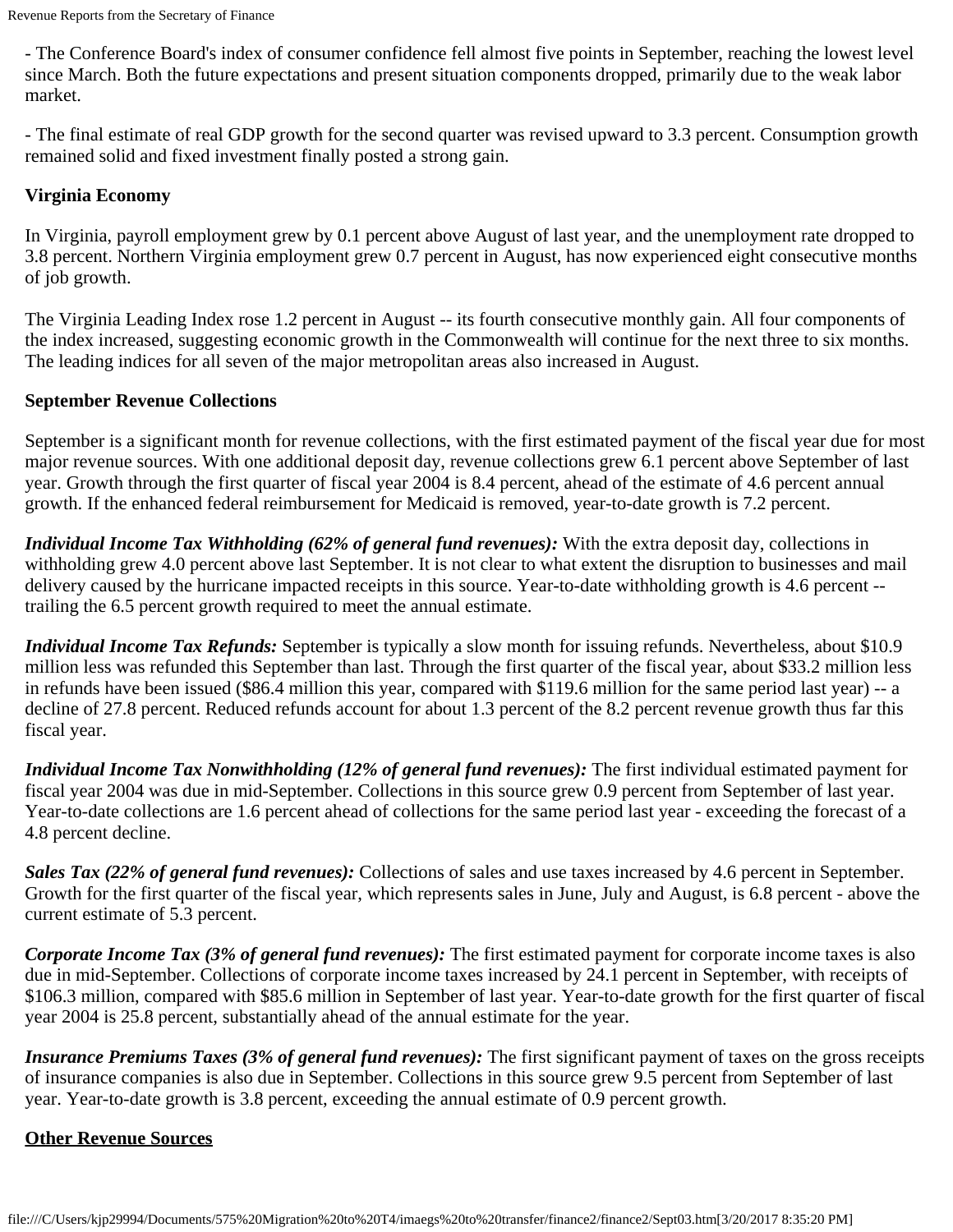- The Conference Board's index of consumer confidence fell almost five points in September, reaching the lowest level since March. Both the future expectations and present situation components dropped, primarily due to the weak labor market.

- The final estimate of real GDP growth for the second quarter was revised upward to 3.3 percent. Consumption growth remained solid and fixed investment finally posted a strong gain.

**Virginia Economy**

In Virginia, payroll employment grew by 0.1 percent above August of last year, and the unemployment rate dropped to 3.8 percent. Northern Virginia employment grew 0.7 percent in August, has now experienced eight consecutive months of job growth.

The Virginia Leading Index rose 1.2 percent in August -- its fourth consecutive monthly gain. All four components of the index increased, suggesting economic growth in the Commonwealth will continue for the next three to six months. The leading indices for all seven of the major metropolitan areas also increased in August.

**September Revenue Collections**

September is a significant month for revenue collections, with the first estimated payment of the fiscal year due for most major revenue sources. With one additional deposit day, revenue collections grew 6.1 percent above September of last year. Growth through the first quarter of fiscal year 2004 is 8.4 percent, ahead of the estimate of 4.6 percent annual growth. If the enhanced federal reimbursement for Medicaid is removed, year-to-date growth is 7.2 percent.

***Individual Income Tax Withholding (62% of general fund revenues):*** With the extra deposit day, collections in withholding grew 4.0 percent above last September. It is not clear to what extent the disruption to businesses and mail delivery caused by the hurricane impacted receipts in this source. Year-to-date withholding growth is 4.6 percent -- trailing the 6.5 percent growth required to meet the annual estimate.

***Individual Income Tax Refunds:*** September is typically a slow month for issuing refunds. Nevertheless, about $10.9 million less was refunded this September than last. Through the first quarter of the fiscal year, about $33.2 million less in refunds have been issued ($86.4 million this year, compared with $119.6 million for the same period last year) -- a decline of 27.8 percent. Reduced refunds account for about 1.3 percent of the 8.2 percent revenue growth thus far this fiscal year.

***Individual Income Tax Nonwithholding (12% of general fund revenues):*** The first individual estimated payment for fiscal year 2004 was due in mid-September. Collections in this source grew 0.9 percent from September of last year. Year-to-date collections are 1.6 percent ahead of collections for the same period last year - exceeding the forecast of a 4.8 percent decline.

***Sales Tax (22% of general fund revenues):*** Collections of sales and use taxes increased by 4.6 percent in September. Growth for the first quarter of the fiscal year, which represents sales in June, July and August, is 6.8 percent - above the current estimate of 5.3 percent.

***Corporate Income Tax (3% of general fund revenues):*** The first estimated payment for corporate income taxes is also due in mid-September. Collections of corporate income taxes increased by 24.1 percent in September, with receipts of $106.3 million, compared with $85.6 million in September of last year. Year-to-date growth for the first quarter of fiscal year 2004 is 25.8 percent, substantially ahead of the annual estimate for the year.

***Insurance Premiums Taxes (3% of general fund revenues):*** The first significant payment of taxes on the gross receipts of insurance companies is also due in September. Collections in this source grew 9.5 percent from September of last year. Year-to-date growth is 3.8 percent, exceeding the annual estimate of 0.9 percent growth.

**Other Revenue Sources**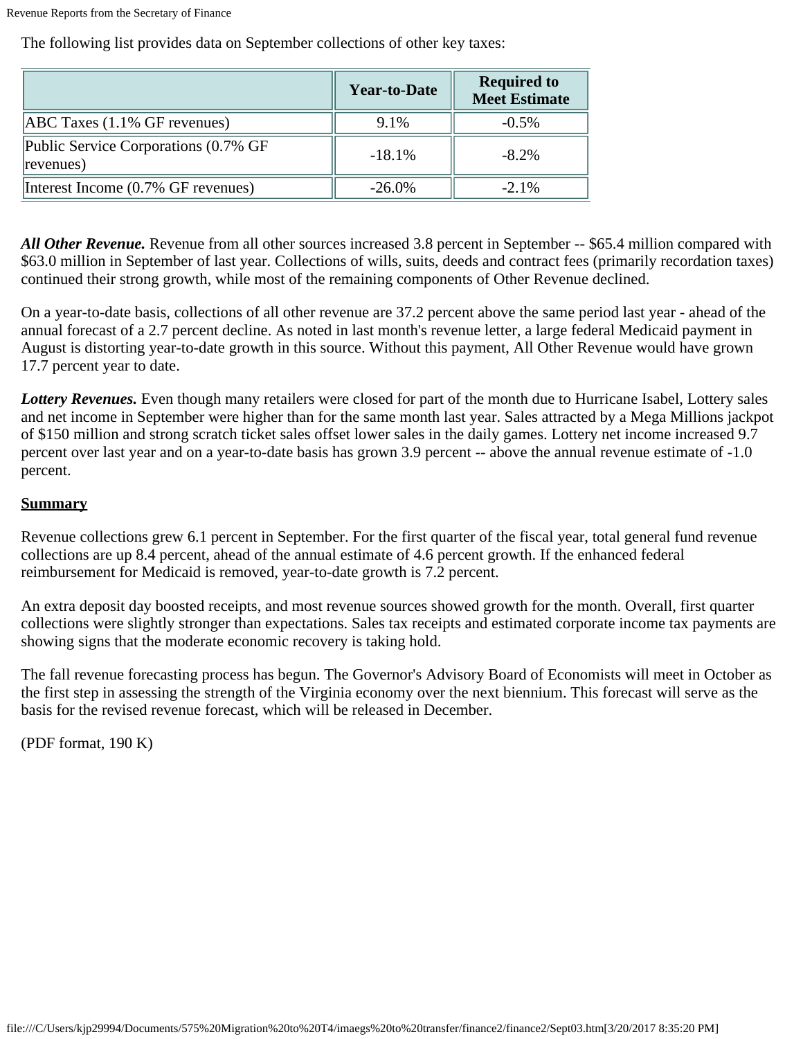The following list provides data on September collections of other key taxes:

| | Year-to-Date | Required to Meet Estimate |
|---|---|---|
| ABC Taxes (1.1% GF revenues) | 9.1% | -0.5% |
| Public Service Corporations (0.7% GF revenues) | -18.1% | -8.2% |
| Interest Income (0.7% GF revenues) | -26.0% | -2.1% |

***All Other Revenue.*** Revenue from all other sources increased 3.8 percent in September -- $65.4 million compared with $63.0 million in September of last year. Collections of wills, suits, deeds and contract fees (primarily recordation taxes) continued their strong growth, while most of the remaining components of Other Revenue declined.

On a year-to-date basis, collections of all other revenue are 37.2 percent above the same period last year - ahead of the annual forecast of a 2.7 percent decline. As noted in last month's revenue letter, a large federal Medicaid payment in August is distorting year-to-date growth in this source. Without this payment, All Other Revenue would have grown 17.7 percent year to date.

***Lottery Revenues.*** Even though many retailers were closed for part of the month due to Hurricane Isabel, Lottery sales and net income in September were higher than for the same month last year. Sales attracted by a Mega Millions jackpot of $150 million and strong scratch ticket sales offset lower sales in the daily games. Lottery net income increased 9.7 percent over last year and on a year-to-date basis has grown 3.9 percent -- above the annual revenue estimate of -1.0 percent.

**Summary**

Revenue collections grew 6.1 percent in September. For the first quarter of the fiscal year, total general fund revenue collections are up 8.4 percent, ahead of the annual estimate of 4.6 percent growth. If the enhanced federal reimbursement for Medicaid is removed, year-to-date growth is 7.2 percent.

An extra deposit day boosted receipts, and most revenue sources showed growth for the month. Overall, first quarter collections were slightly stronger than expectations. Sales tax receipts and estimated corporate income tax payments are showing signs that the moderate economic recovery is taking hold.

The fall revenue forecasting process has begun. The Governor's Advisory Board of Economists will meet in October as the first step in assessing the strength of the Virginia economy over the next biennium. This forecast will serve as the basis for the revised revenue forecast, which will be released in December.

(PDF format, 190 K)